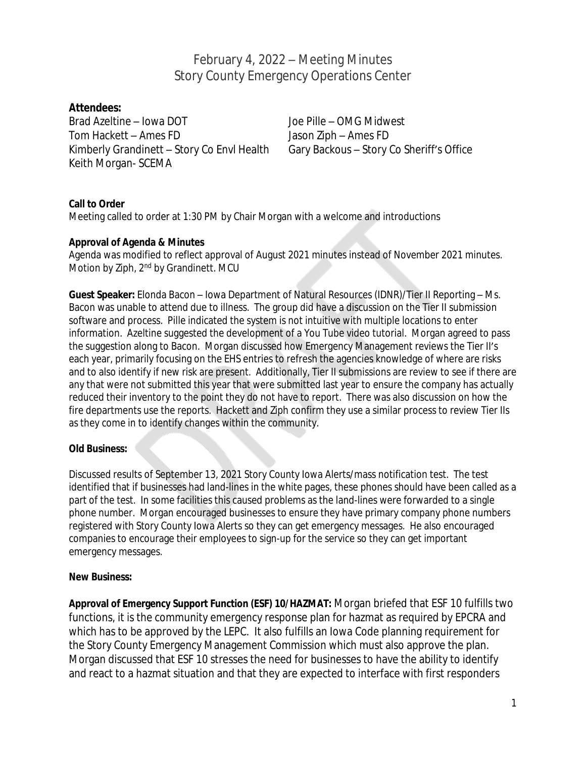# February 4, 2022 – Meeting Minutes
# Story County Emergency Operations Center

**Attendees:**

Brad Azeltine – Iowa DOT
Tom Hackett – Ames FD
Kimberly Grandinett – Story Co Envl Health
Keith Morgan- SCEMA
Joe Pille – OMG Midwest
Jason Ziph – Ames FD
Gary Backous – Story Co Sheriff's Office

**Call to Order**

Meeting called to order at 1:30 PM by Chair Morgan with a welcome and introductions

**Approval of Agenda & Minutes**

Agenda was modified to reflect approval of August 2021 minutes instead of November 2021 minutes. Motion by Ziph, 2nd by Grandinett. MCU

**Guest Speaker:** Elonda Bacon – Iowa Department of Natural Resources (IDNR)/Tier II Reporting – Ms. Bacon was unable to attend due to illness. The group did have a discussion on the Tier II submission software and process. Pille indicated the system is not intuitive with multiple locations to enter information. Azeltine suggested the development of a You Tube video tutorial. Morgan agreed to pass the suggestion along to Bacon. Morgan discussed how Emergency Management reviews the Tier II's each year, primarily focusing on the EHS entries to refresh the agencies knowledge of where are risks and to also identify if new risk are present. Additionally, Tier II submissions are review to see if there are any that were not submitted this year that were submitted last year to ensure the company has actually reduced their inventory to the point they do not have to report. There was also discussion on how the fire departments use the reports. Hackett and Ziph confirm they use a similar process to review Tier IIs as they come in to identify changes within the community.

**Old Business:**

Discussed results of September 13, 2021 Story County Iowa Alerts/mass notification test. The test identified that if businesses had land-lines in the white pages, these phones should have been called as a part of the test. In some facilities this caused problems as the land-lines were forwarded to a single phone number. Morgan encouraged businesses to ensure they have primary company phone numbers registered with Story County Iowa Alerts so they can get emergency messages. He also encouraged companies to encourage their employees to sign-up for the service so they can get important emergency messages.

**New Business:**

**Approval of Emergency Support Function (ESF) 10/HAZMAT:** Morgan briefed that ESF 10 fulfills two functions, it is the community emergency response plan for hazmat as required by EPCRA and which has to be approved by the LEPC. It also fulfills an Iowa Code planning requirement for the Story County Emergency Management Commission which must also approve the plan. Morgan discussed that ESF 10 stresses the need for businesses to have the ability to identify and react to a hazmat situation and that they are expected to interface with first responders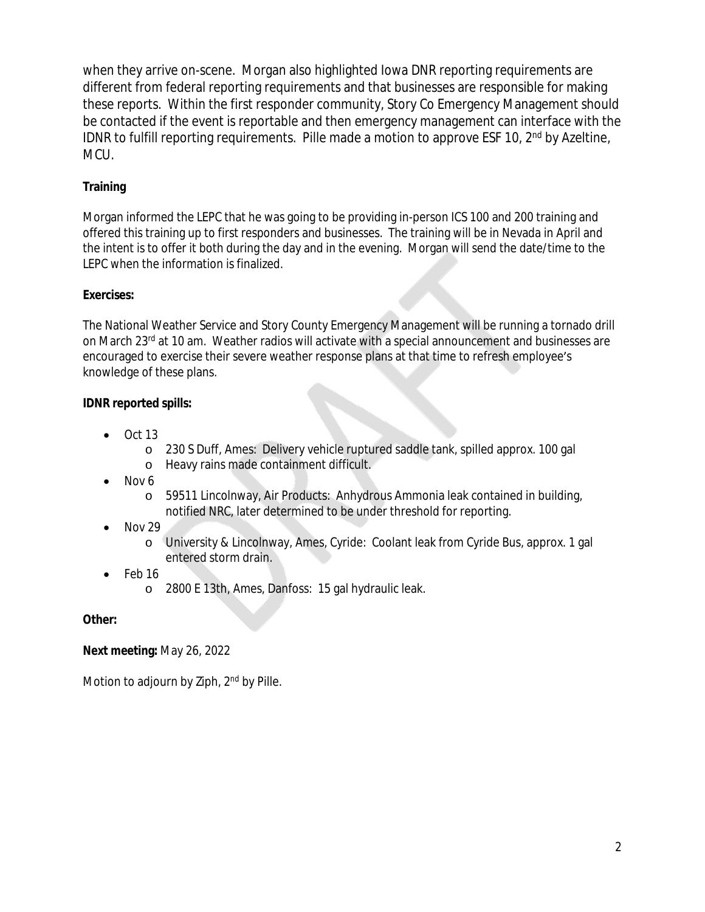when they arrive on-scene. Morgan also highlighted Iowa DNR reporting requirements are different from federal reporting requirements and that businesses are responsible for making these reports. Within the first responder community, Story Co Emergency Management should be contacted if the event is reportable and then emergency management can interface with the IDNR to fulfill reporting requirements. Pille made a motion to approve ESF 10, 2nd by Azeltine, MCU.

**Training**

Morgan informed the LEPC that he was going to be providing in-person ICS 100 and 200 training and offered this training up to first responders and businesses. The training will be in Nevada in April and the intent is to offer it both during the day and in the evening. Morgan will send the date/time to the LEPC when the information is finalized.

**Exercises:**

The National Weather Service and Story County Emergency Management will be running a tornado drill on March 23rd at 10 am. Weather radios will activate with a special announcement and businesses are encouraged to exercise their severe weather response plans at that time to refresh employee's knowledge of these plans.

**IDNR reported spills:**

- Oct 13
  - 230 S Duff, Ames: Delivery vehicle ruptured saddle tank, spilled approx. 100 gal
  - Heavy rains made containment difficult.
- Nov 6
  - 59511 Lincolnway, Air Products: Anhydrous Ammonia leak contained in building, notified NRC, later determined to be under threshold for reporting.
- Nov 29
  - University & Lincolnway, Ames, Cyride: Coolant leak from Cyride Bus, approx. 1 gal entered storm drain.
- Feb 16
  - 2800 E 13th, Ames, Danfoss: 15 gal hydraulic leak.

**Other:**

**Next meeting:** May 26, 2022

Motion to adjourn by Ziph, 2nd by Pille.